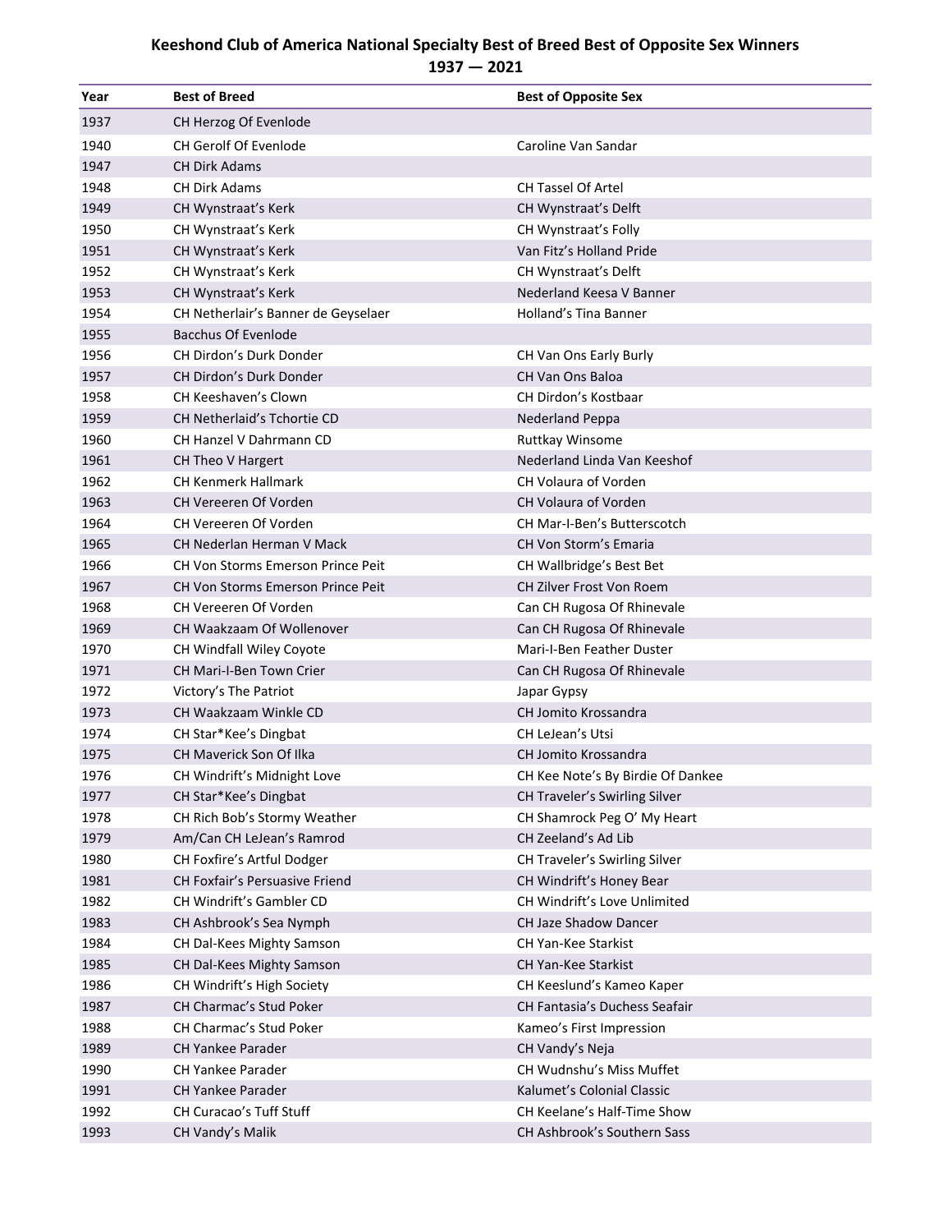# Keeshond Club of America National Specialty Best of Breed Best of Opposite Sex Winners
## 1937 — 2021

| Year | Best of Breed | Best of Opposite Sex |
|---|---|---|
| 1937 | CH Herzog Of Evenlode | |
| 1940 | CH Gerolf Of Evenlode | Caroline Van Sandar |
| 1947 | CH Dirk Adams | |
| 1948 | CH Dirk Adams | CH Tassel Of Artel |
| 1949 | CH Wynstraat's Kerk | CH Wynstraat's Delft |
| 1950 | CH Wynstraat's Kerk | CH Wynstraat's Folly |
| 1951 | CH Wynstraat's Kerk | Van Fitz's Holland Pride |
| 1952 | CH Wynstraat's Kerk | CH Wynstraat's Delft |
| 1953 | CH Wynstraat's Kerk | Nederland Keesa V Banner |
| 1954 | CH Netherlair's Banner de Geyselaer | Holland's Tina Banner |
| 1955 | Bacchus Of Evenlode | |
| 1956 | CH Dirdon's Durk Donder | CH Van Ons Early Burly |
| 1957 | CH Dirdon's Durk Donder | CH Van Ons Baloa |
| 1958 | CH Keeshaven's Clown | CH Dirdon's Kostbaar |
| 1959 | CH Netherlaid's Tchortie CD | Nederland Peppa |
| 1960 | CH Hanzel V Dahrmann CD | Ruttkay Winsome |
| 1961 | CH Theo V Hargert | Nederland Linda Van Keeshof |
| 1962 | CH Kenmerk Hallmark | CH Volaura of Vorden |
| 1963 | CH Vereeren Of Vorden | CH Volaura of Vorden |
| 1964 | CH Vereeren Of Vorden | CH Mar-I-Ben's Butterscotch |
| 1965 | CH Nederlan Herman V Mack | CH Von Storm's Emaria |
| 1966 | CH Von Storms Emerson Prince Peit | CH Wallbridge's Best Bet |
| 1967 | CH Von Storms Emerson Prince Peit | CH Zilver Frost Von Roem |
| 1968 | CH Vereeren Of Vorden | Can CH Rugosa Of Rhinevale |
| 1969 | CH Waakzaam Of Wollenover | Can CH Rugosa Of Rhinevale |
| 1970 | CH Windfall Wiley Coyote | Mari-I-Ben Feather Duster |
| 1971 | CH Mari-I-Ben Town Crier | Can CH Rugosa Of Rhinevale |
| 1972 | Victory's The Patriot | Japar Gypsy |
| 1973 | CH Waakzaam Winkle CD | CH Jomito Krossandra |
| 1974 | CH Star*Kee's Dingbat | CH LeJean's Utsi |
| 1975 | CH Maverick Son Of Ilka | CH Jomito Krossandra |
| 1976 | CH Windrift's Midnight Love | CH Kee Note's By Birdie Of Dankee |
| 1977 | CH Star*Kee's Dingbat | CH Traveler's Swirling Silver |
| 1978 | CH Rich Bob's Stormy Weather | CH Shamrock Peg O' My Heart |
| 1979 | Am/Can CH LeJean's Ramrod | CH Zeeland's Ad Lib |
| 1980 | CH Foxfire's Artful Dodger | CH Traveler's Swirling Silver |
| 1981 | CH Foxfair's Persuasive Friend | CH Windrift's Honey Bear |
| 1982 | CH Windrift's Gambler CD | CH Windrift's Love Unlimited |
| 1983 | CH Ashbrook's Sea Nymph | CH Jaze Shadow Dancer |
| 1984 | CH Dal-Kees Mighty Samson | CH Yan-Kee Starkist |
| 1985 | CH Dal-Kees Mighty Samson | CH Yan-Kee Starkist |
| 1986 | CH Windrift's High Society | CH Keeslund's Kameo Kaper |
| 1987 | CH Charmac's Stud Poker | CH Fantasia's Duchess Seafair |
| 1988 | CH Charmac's Stud Poker | Kameo's First Impression |
| 1989 | CH Yankee Parader | CH Vandy's Neja |
| 1990 | CH Yankee Parader | CH Wudnshu's Miss Muffet |
| 1991 | CH Yankee Parader | Kalumet's Colonial Classic |
| 1992 | CH Curacao's Tuff Stuff | CH Keelane's Half-Time Show |
| 1993 | CH Vandy's Malik | CH Ashbrook's Southern Sass |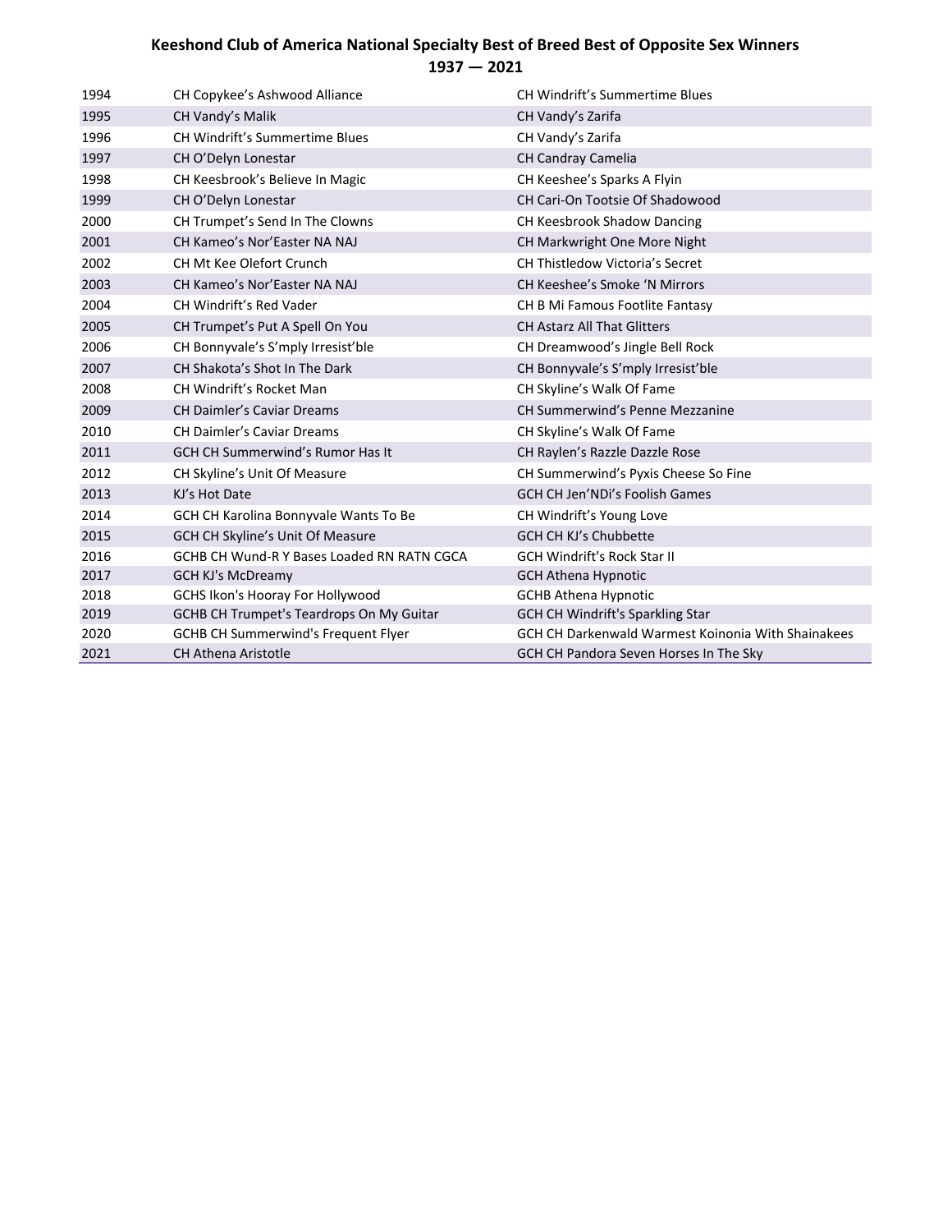# Keeshond Club of America National Specialty Best of Breed Best of Opposite Sex Winners
## 1937 — 2021

| | | |
|---|---|---|
| 1994 | CH Copykee's Ashwood Alliance | CH Windrift's Summertime Blues |
| 1995 | CH Vandy's Malik | CH Vandy's Zarifa |
| 1996 | CH Windrift's Summertime Blues | CH Vandy's Zarifa |
| 1997 | CH O'Delyn Lonestar | CH Candray Camelia |
| 1998 | CH Keesbrook's Believe In Magic | CH Keeshee's Sparks A Flyin |
| 1999 | CH O'Delyn Lonestar | CH Cari-On Tootsie Of Shadowood |
| 2000 | CH Trumpet's Send In The Clowns | CH Keesbrook Shadow Dancing |
| 2001 | CH Kameo's Nor'Easter NA NAJ | CH Markwright One More Night |
| 2002 | CH Mt Kee Olefort Crunch | CH Thistledow Victoria's Secret |
| 2003 | CH Kameo's Nor'Easter NA NAJ | CH Keeshee's Smoke 'N Mirrors |
| 2004 | CH Windrift's Red Vader | CH B Mi Famous Footlite Fantasy |
| 2005 | CH Trumpet's Put A Spell On You | CH Astarz All That Glitters |
| 2006 | CH Bonnyvale's S'mply Irresist'ble | CH Dreamwood's Jingle Bell Rock |
| 2007 | CH Shakota's Shot In The Dark | CH Bonnyvale's S'mply Irresist'ble |
| 2008 | CH Windrift's Rocket Man | CH Skyline's Walk Of Fame |
| 2009 | CH Daimler's Caviar Dreams | CH Summerwind's Penne Mezzanine |
| 2010 | CH Daimler's Caviar Dreams | CH Skyline's Walk Of Fame |
| 2011 | GCH CH Summerwind's Rumor Has It | CH Raylen's Razzle Dazzle Rose |
| 2012 | CH Skyline's Unit Of Measure | CH Summerwind's Pyxis Cheese So Fine |
| 2013 | KJ's Hot Date | GCH CH Jen'NDi's Foolish Games |
| 2014 | GCH CH Karolina Bonnyvale Wants To Be | CH Windrift's Young Love |
| 2015 | GCH CH Skyline's Unit Of Measure | GCH CH KJ's Chubbette |
| 2016 | GCHB CH Wund-R Y Bases Loaded RN RATN CGCA | GCH Windrift's Rock Star II |
| 2017 | GCH KJ's McDreamy | GCH Athena Hypnotic |
| 2018 | GCHS Ikon's Hooray For Hollywood | GCHB Athena Hypnotic |
| 2019 | GCHB CH Trumpet's Teardrops On My Guitar | GCH CH Windrift's Sparkling Star |
| 2020 | GCHB CH Summerwind's Frequent Flyer | GCH CH Darkenwald Warmest Koinonia With Shainakees |
| 2021 | CH Athena Aristotle | GCH CH Pandora Seven Horses In The Sky |